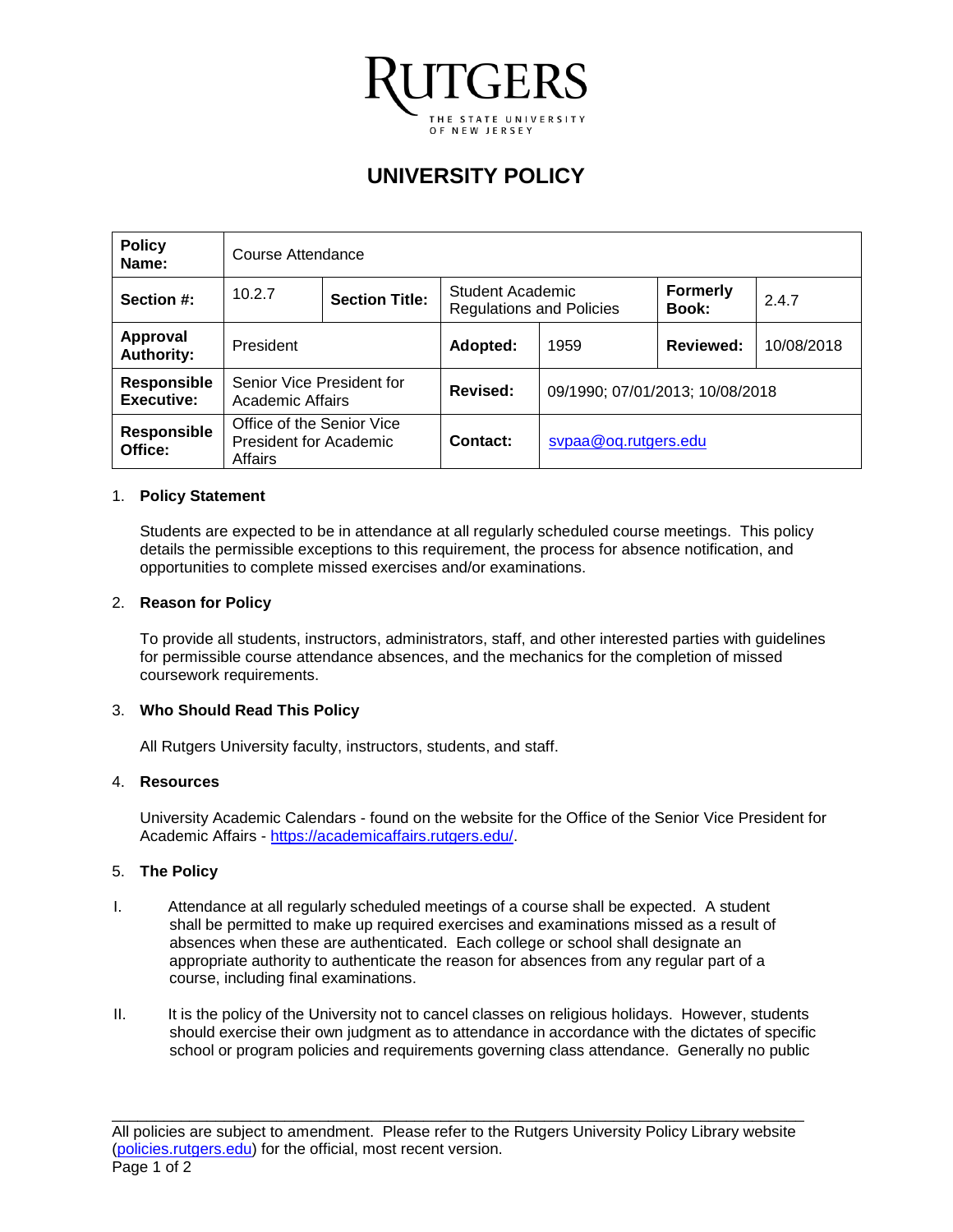RUTGERS

THE STATE UNIVERSITY OF NEW JERSEY

# UNIVERSITY POLICY

| **Policy Name:** | Course Attendance | | | | | |
|---|---|---|---|---|---|---|
| **Section #:** | 10.2.7 | **Section Title:** | Student Academic Regulations and Policies | | **Formerly Book:** | 2.4.7 |
| **Approval Authority:** | President | | **Adopted:** | 1959 | **Reviewed:** | 10/08/2018 |
| **Responsible Executive:** | Senior Vice President for Academic Affairs | | **Revised:** | 09/1990; 07/01/2013; 10/08/2018 | | |
| **Responsible Office:** | Office of the Senior Vice President for Academic Affairs | | **Contact:** | svpaa@oq.rutgers.edu | | |

1. **Policy Statement**

   Students are expected to be in attendance at all regularly scheduled course meetings. This policy details the permissible exceptions to this requirement, the process for absence notification, and opportunities to complete missed exercises and/or examinations.

2. **Reason for Policy**

   To provide all students, instructors, administrators, staff, and other interested parties with guidelines for permissible course attendance absences, and the mechanics for the completion of missed coursework requirements.

3. **Who Should Read This Policy**

   All Rutgers University faculty, instructors, students, and staff.

4. **Resources**

   University Academic Calendars - found on the website for the Office of the Senior Vice President for Academic Affairs - https://academicaffairs.rutgers.edu/.

5. **The Policy**

I. Attendance at all regularly scheduled meetings of a course shall be expected. A student shall be permitted to make up required exercises and examinations missed as a result of absences when these are authenticated. Each college or school shall designate an appropriate authority to authenticate the reason for absences from any regular part of a course, including final examinations.

II. It is the policy of the University not to cancel classes on religious holidays. However, students should exercise their own judgment as to attendance in accordance with the dictates of specific school or program policies and requirements governing class attendance. Generally no public

All policies are subject to amendment. Please refer to the Rutgers University Policy Library website (policies.rutgers.edu) for the official, most recent version.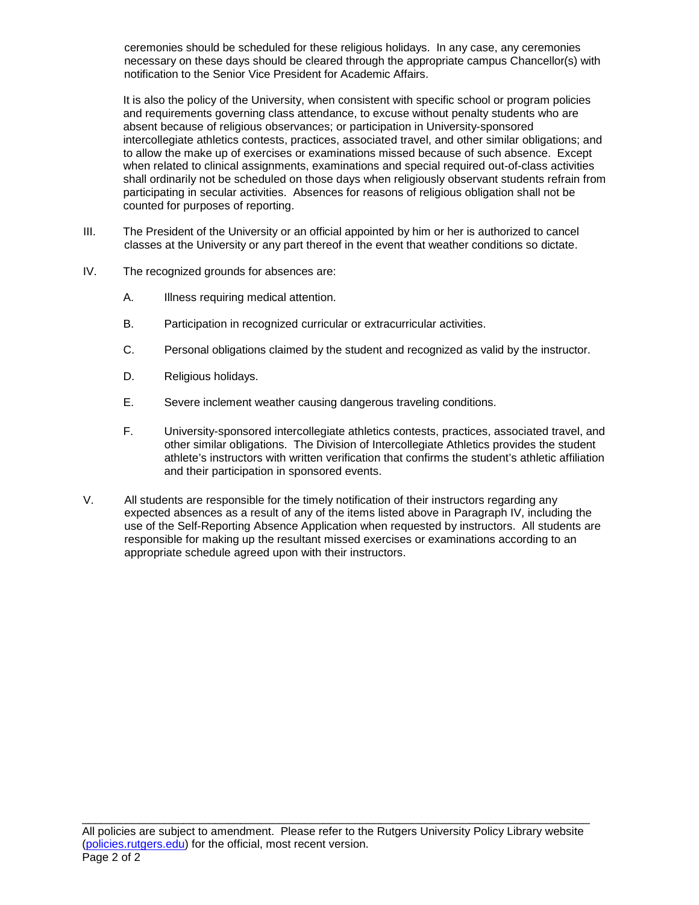ceremonies should be scheduled for these religious holidays. In any case, any ceremonies necessary on these days should be cleared through the appropriate campus Chancellor(s) with notification to the Senior Vice President for Academic Affairs.

It is also the policy of the University, when consistent with specific school or program policies and requirements governing class attendance, to excuse without penalty students who are absent because of religious observances; or participation in University-sponsored intercollegiate athletics contests, practices, associated travel, and other similar obligations; and to allow the make up of exercises or examinations missed because of such absence. Except when related to clinical assignments, examinations and special required out-of-class activities shall ordinarily not be scheduled on those days when religiously observant students refrain from participating in secular activities. Absences for reasons of religious obligation shall not be counted for purposes of reporting.

III. The President of the University or an official appointed by him or her is authorized to cancel classes at the University or any part thereof in the event that weather conditions so dictate.

IV. The recognized grounds for absences are:

A. Illness requiring medical attention.

B. Participation in recognized curricular or extracurricular activities.

C. Personal obligations claimed by the student and recognized as valid by the instructor.

D. Religious holidays.

E. Severe inclement weather causing dangerous traveling conditions.

F. University-sponsored intercollegiate athletics contests, practices, associated travel, and other similar obligations. The Division of Intercollegiate Athletics provides the student athlete's instructors with written verification that confirms the student's athletic affiliation and their participation in sponsored events.

V. All students are responsible for the timely notification of their instructors regarding any expected absences as a result of any of the items listed above in Paragraph IV, including the use of the Self-Reporting Absence Application when requested by instructors. All students are responsible for making up the resultant missed exercises or examinations according to an appropriate schedule agreed upon with their instructors.

All policies are subject to amendment. Please refer to the Rutgers University Policy Library website (policies.rutgers.edu) for the official, most recent version.